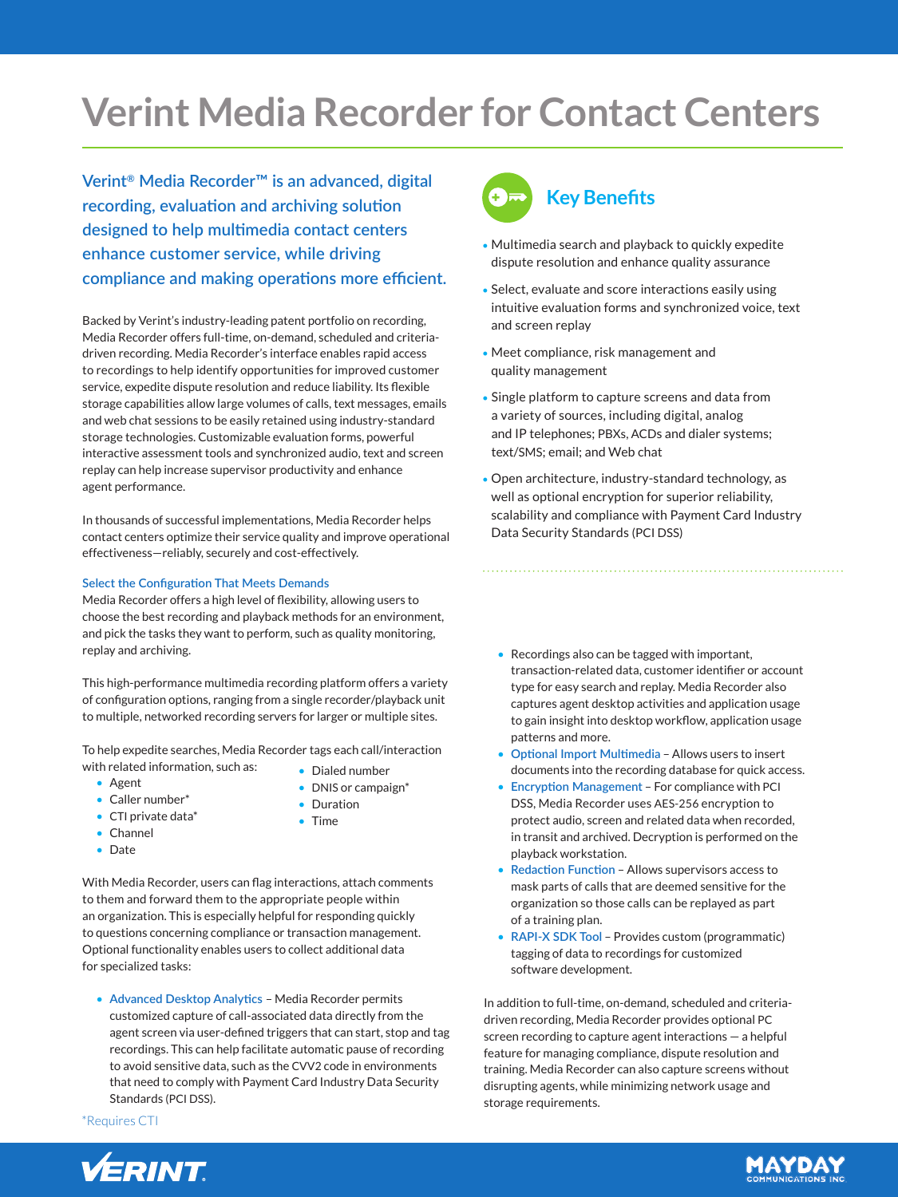# Verint Media Recorder for Contact Centers

**Verint® Media Recorder™ is an advanced, digital recording, evaluation and archiving solution designed to help multimedia contact centers enhance customer service, while driving compliance and making operations more efficient.**

Backed by Verint's industry-leading patent portfolio on recording, Media Recorder offers full-time, on-demand, scheduled and criteria-driven recording. Media Recorder's interface enables rapid access to recordings to help identify opportunities for improved customer service, expedite dispute resolution and reduce liability. Its flexible storage capabilities allow large volumes of calls, text messages, emails and web chat sessions to be easily retained using industry-standard storage technologies. Customizable evaluation forms, powerful interactive assessment tools and synchronized audio, text and screen replay can help increase supervisor productivity and enhance agent performance.

In thousands of successful implementations, Media Recorder helps contact centers optimize their service quality and improve operational effectiveness—reliably, securely and cost-effectively.

### Select the Configuration That Meets Demands

Media Recorder offers a high level of flexibility, allowing users to choose the best recording and playback methods for an environment, and pick the tasks they want to perform, such as quality monitoring, replay and archiving.

This high-performance multimedia recording platform offers a variety of configuration options, ranging from a single recorder/playback unit to multiple, networked recording servers for larger or multiple sites.

To help expedite searches, Media Recorder tags each call/interaction with related information, such as:

- Agent
- Caller number*
- CTI private data*
- Channel
- Date
- Dialed number
- DNIS or campaign*
- Duration
- Time

With Media Recorder, users can flag interactions, attach comments to them and forward them to the appropriate people within an organization. This is especially helpful for responding quickly to questions concerning compliance or transaction management. Optional functionality enables users to collect additional data for specialized tasks:

- **Advanced Desktop Analytics** – Media Recorder permits customized capture of call-associated data directly from the agent screen via user-defined triggers that can start, stop and tag recordings. This can help facilitate automatic pause of recording to avoid sensitive data, such as the CVV2 code in environments that need to comply with Payment Card Industry Data Security Standards (PCI DSS).
- Recordings also can be tagged with important, transaction-related data, customer identifier or account type for easy search and replay. Media Recorder also captures agent desktop activities and application usage to gain insight into desktop workflow, application usage patterns and more.
- **Optional Import Multimedia** – Allows users to insert documents into the recording database for quick access.
- **Encryption Management** – For compliance with PCI DSS, Media Recorder uses AES-256 encryption to protect audio, screen and related data when recorded, in transit and archived. Decryption is performed on the playback workstation.
- **Redaction Function** – Allows supervisors access to mask parts of calls that are deemed sensitive for the organization so those calls can be replayed as part of a training plan.
- **RAPI-X SDK Tool** – Provides custom (programmatic) tagging of data to recordings for customized software development.

In addition to full-time, on-demand, scheduled and criteria-driven recording, Media Recorder provides optional PC screen recording to capture agent interactions — a helpful feature for managing compliance, dispute resolution and training. Media Recorder can also capture screens without disrupting agents, while minimizing network usage and storage requirements.

*Requires CTI

## Key Benefits

- Multimedia search and playback to quickly expedite dispute resolution and enhance quality assurance
- Select, evaluate and score interactions easily using intuitive evaluation forms and synchronized voice, text and screen replay
- Meet compliance, risk management and quality management
- Single platform to capture screens and data from a variety of sources, including digital, analog and IP telephones; PBXs, ACDs and dialer systems; text/SMS; email; and Web chat
- Open architecture, industry-standard technology, as well as optional encryption for superior reliability, scalability and compliance with Payment Card Industry Data Security Standards (PCI DSS)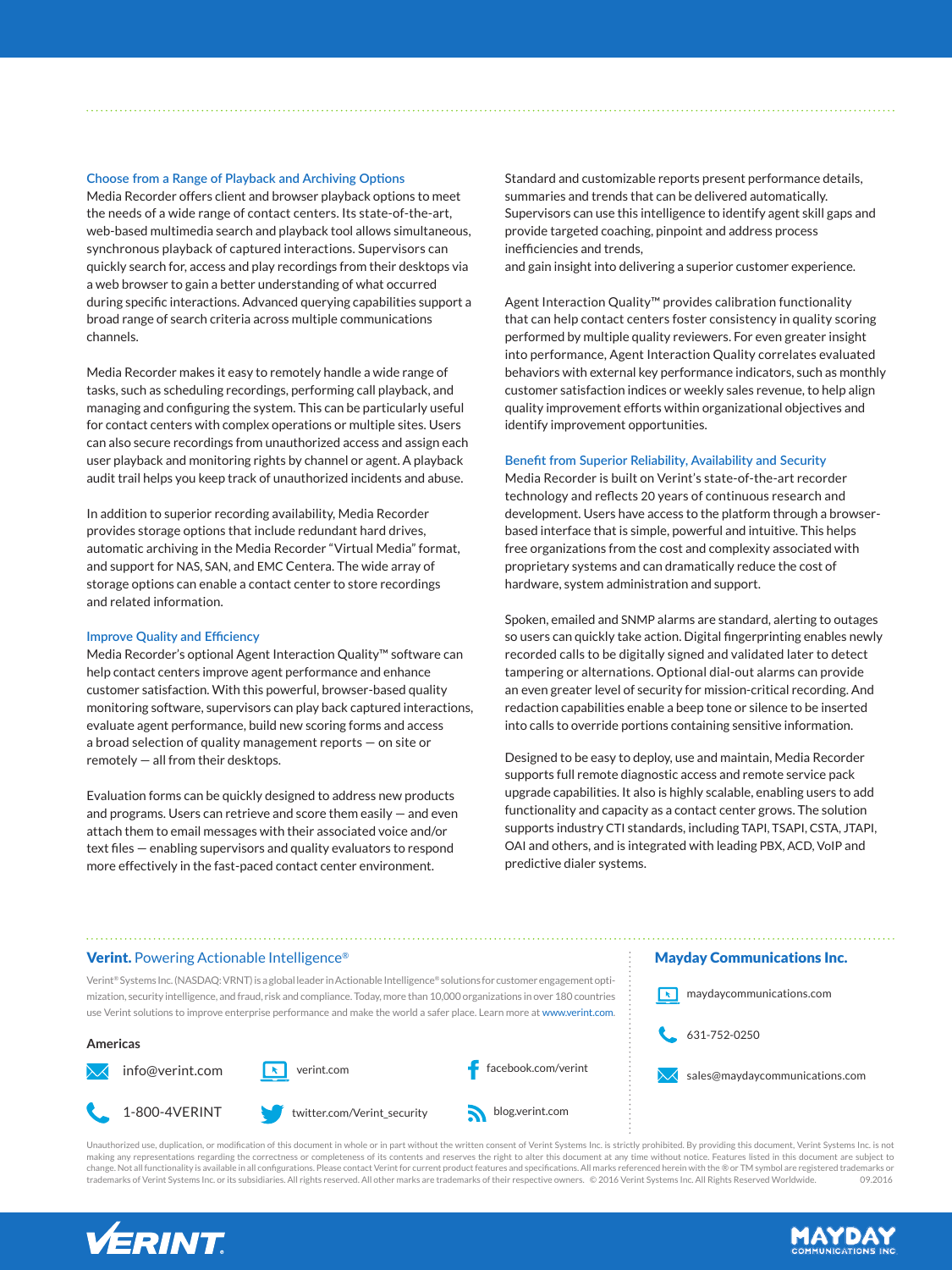## Choose from a Range of Playback and Archiving Options

Media Recorder offers client and browser playback options to meet the needs of a wide range of contact centers. Its state-of-the-art, web-based multimedia search and playback tool allows simultaneous, synchronous playback of captured interactions. Supervisors can quickly search for, access and play recordings from their desktops via a web browser to gain a better understanding of what occurred during specific interactions. Advanced querying capabilities support a broad range of search criteria across multiple communications channels.

Media Recorder makes it easy to remotely handle a wide range of tasks, such as scheduling recordings, performing call playback, and managing and configuring the system. This can be particularly useful for contact centers with complex operations or multiple sites. Users can also secure recordings from unauthorized access and assign each user playback and monitoring rights by channel or agent. A playback audit trail helps you keep track of unauthorized incidents and abuse.

In addition to superior recording availability, Media Recorder provides storage options that include redundant hard drives, automatic archiving in the Media Recorder "Virtual Media" format, and support for NAS, SAN, and EMC Centera. The wide array of storage options can enable a contact center to store recordings and related information.

## Improve Quality and Efficiency

Media Recorder's optional Agent Interaction Quality™ software can help contact centers improve agent performance and enhance customer satisfaction. With this powerful, browser-based quality monitoring software, supervisors can play back captured interactions, evaluate agent performance, build new scoring forms and access a broad selection of quality management reports — on site or remotely — all from their desktops.

Evaluation forms can be quickly designed to address new products and programs. Users can retrieve and score them easily — and even attach them to email messages with their associated voice and/or text files — enabling supervisors and quality evaluators to respond more effectively in the fast-paced contact center environment.

Standard and customizable reports present performance details, summaries and trends that can be delivered automatically. Supervisors can use this intelligence to identify agent skill gaps and provide targeted coaching, pinpoint and address process inefficiencies and trends,
and gain insight into delivering a superior customer experience.

Agent Interaction Quality™ provides calibration functionality that can help contact centers foster consistency in quality scoring performed by multiple quality reviewers. For even greater insight into performance, Agent Interaction Quality correlates evaluated behaviors with external key performance indicators, such as monthly customer satisfaction indices or weekly sales revenue, to help align quality improvement efforts within organizational objectives and identify improvement opportunities.

## Benefit from Superior Reliability, Availability and Security

Media Recorder is built on Verint's state-of-the-art recorder technology and reflects 20 years of continuous research and development. Users have access to the platform through a browser-based interface that is simple, powerful and intuitive. This helps free organizations from the cost and complexity associated with proprietary systems and can dramatically reduce the cost of hardware, system administration and support.

Spoken, emailed and SNMP alarms are standard, alerting to outages so users can quickly take action. Digital fingerprinting enables newly recorded calls to be digitally signed and validated later to detect tampering or alternations. Optional dial-out alarms can provide an even greater level of security for mission-critical recording. And redaction capabilities enable a beep tone or silence to be inserted into calls to override portions containing sensitive information.

Designed to be easy to deploy, use and maintain, Media Recorder supports full remote diagnostic access and remote service pack upgrade capabilities. It also is highly scalable, enabling users to add functionality and capacity as a contact center grows. The solution supports industry CTI standards, including TAPI, TSAPI, CSTA, JTAPI, OAI and others, and is integrated with leading PBX, ACD, VoIP and predictive dialer systems.

**Verint.** Powering Actionable Intelligence®

Verint® Systems Inc. (NASDAQ: VRNT) is a global leader in Actionable Intelligence® solutions for customer engagement optimization, security intelligence, and fraud, risk and compliance. Today, more than 10,000 organizations in over 180 countries use Verint solutions to improve enterprise performance and make the world a safer place. Learn more at www.verint.com.

**Americas**

info@verint.com

1-800-4VERINT

verint.com

twitter.com/Verint_security

facebook.com/verint

blog.verint.com

**Mayday Communications Inc.**

maydaycommunications.com

631-752-0250

sales@maydaycommunications.com

Unauthorized use, duplication, or modification of this document in whole or in part without the written consent of Verint Systems Inc. is strictly prohibited. By providing this document, Verint Systems Inc. is not making any representations regarding the correctness or completeness of its contents and reserves the right to alter this document at any time without notice. Features listed in this document are subject to change. Not all functionality is available in all configurations. Please contact Verint for current product features and specifications. All marks referenced herein with the ® or TM symbol are registered trademarks or trademarks of Verint Systems Inc. or its subsidiaries. All rights reserved. All other marks are trademarks of their respective owners. © 2016 Verint Systems Inc. All Rights Reserved Worldwide. 09.2016